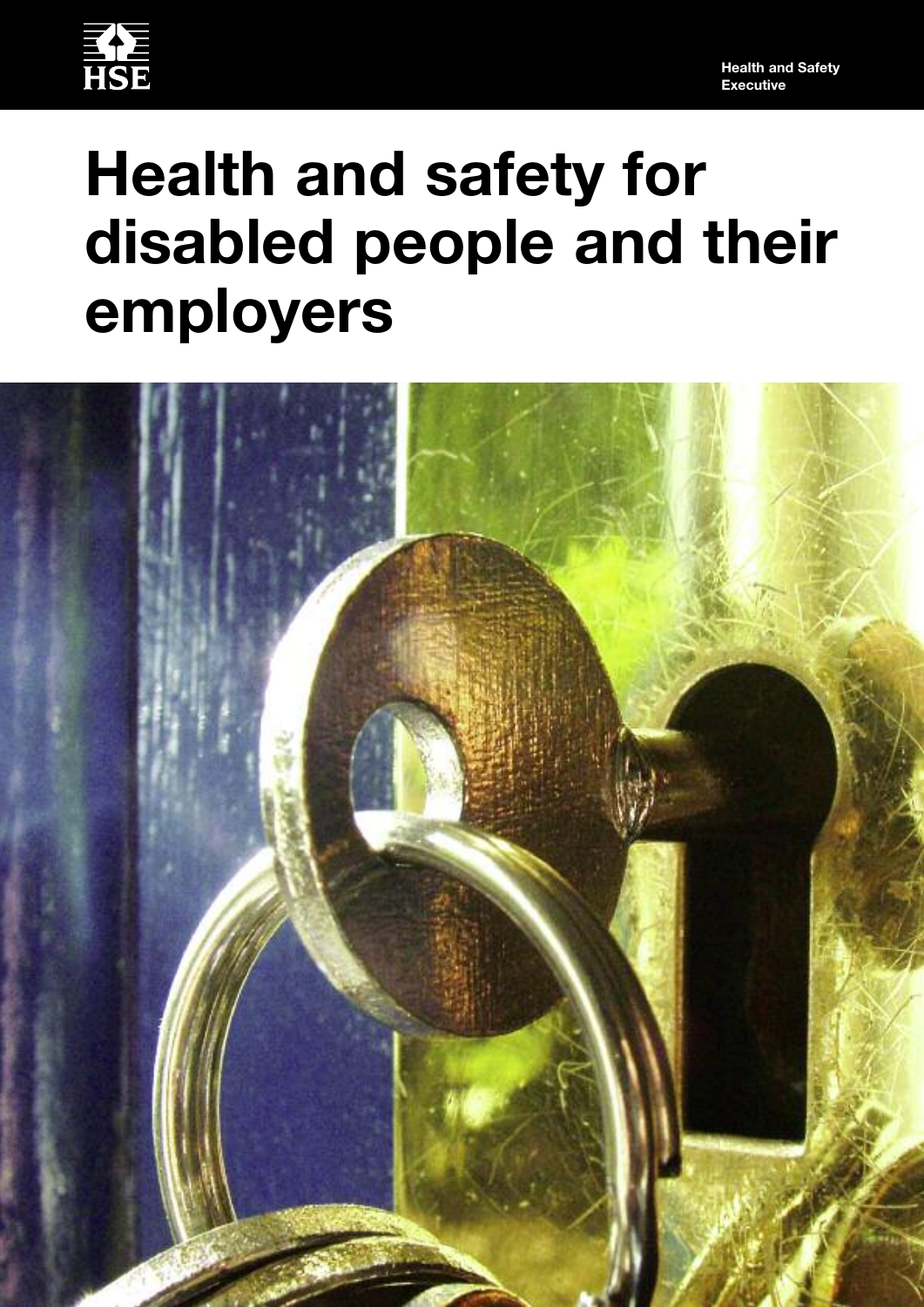HSE

Health and Safety Executive

# Health and safety for disabled people and their employers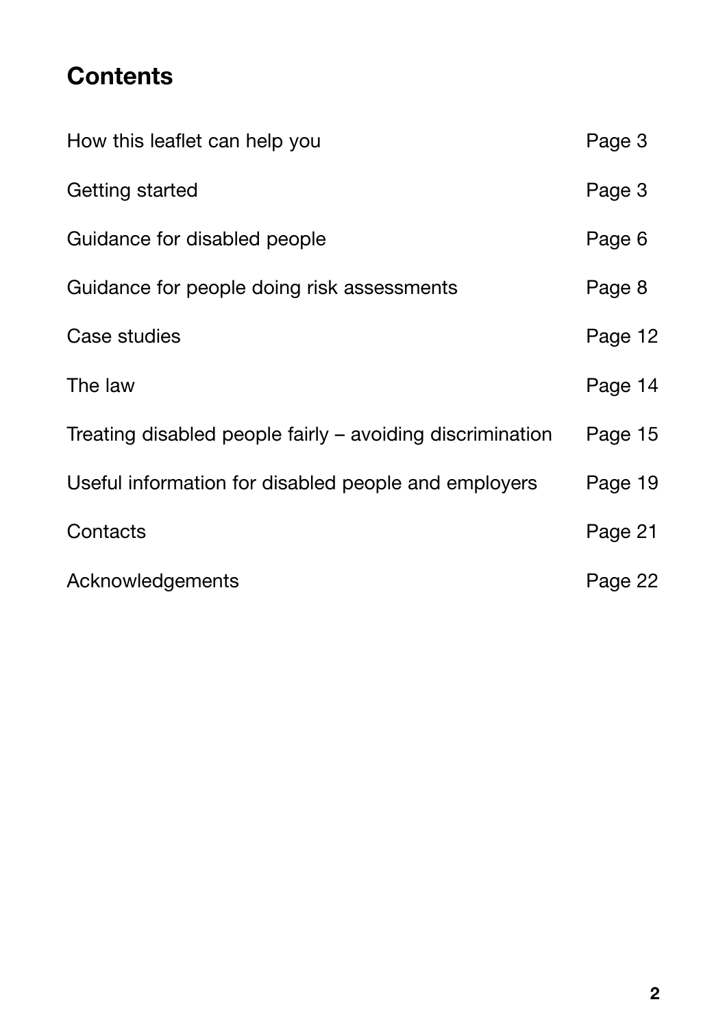## Contents

| | |
|---|---|
| How this leaflet can help you | Page 3 |
| Getting started | Page 3 |
| Guidance for disabled people | Page 6 |
| Guidance for people doing risk assessments | Page 8 |
| Case studies | Page 12 |
| The law | Page 14 |
| Treating disabled people fairly – avoiding discrimination | Page 15 |
| Useful information for disabled people and employers | Page 19 |
| Contacts | Page 21 |
| Acknowledgements | Page 22 |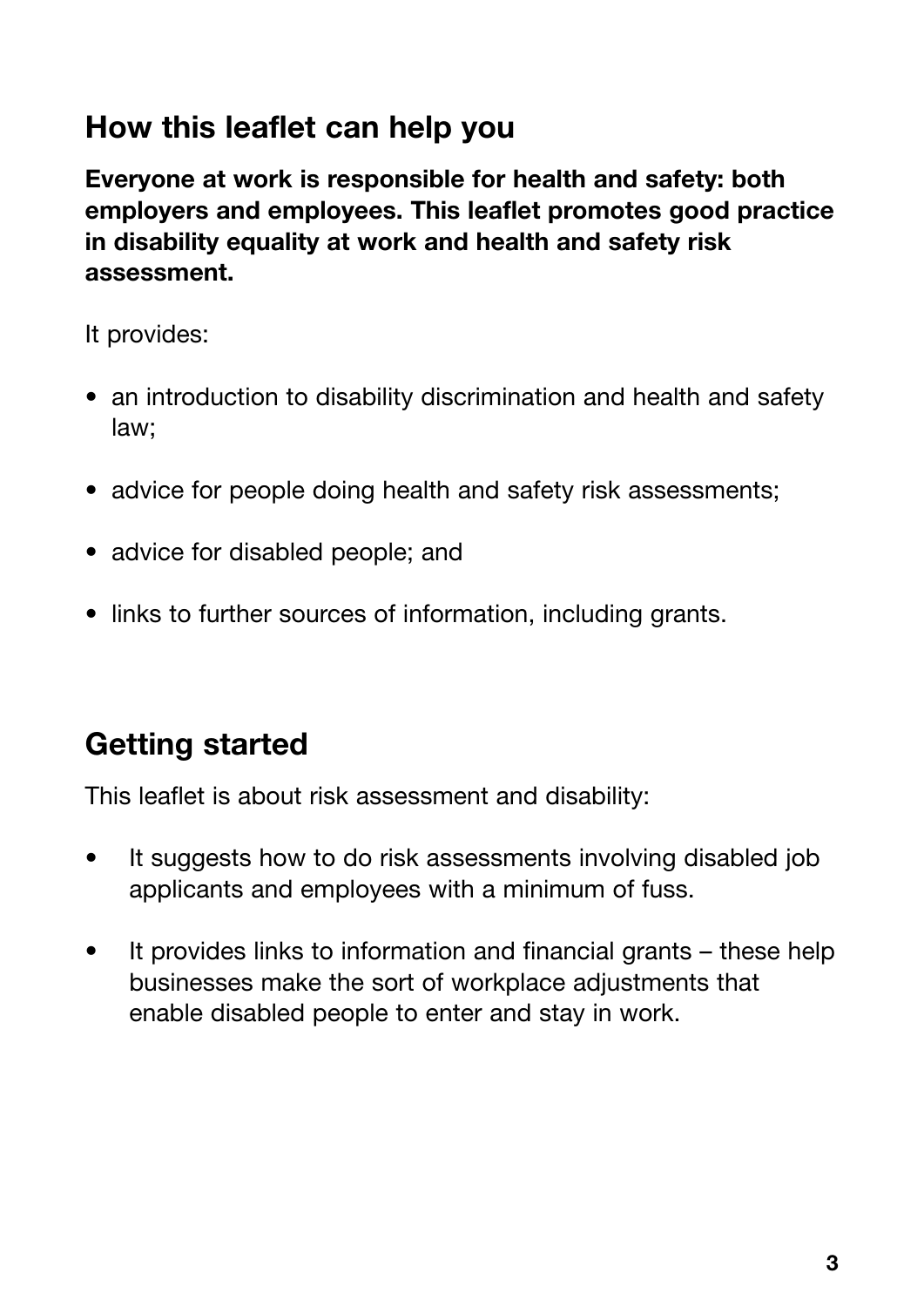## How this leaflet can help you

**Everyone at work is responsible for health and safety: both employers and employees. This leaflet promotes good practice in disability equality at work and health and safety risk assessment.**

It provides:

- an introduction to disability discrimination and health and safety law;
- advice for people doing health and safety risk assessments;
- advice for disabled people; and
- links to further sources of information, including grants.

## Getting started

This leaflet is about risk assessment and disability:

- It suggests how to do risk assessments involving disabled job applicants and employees with a minimum of fuss.
- It provides links to information and financial grants – these help businesses make the sort of workplace adjustments that enable disabled people to enter and stay in work.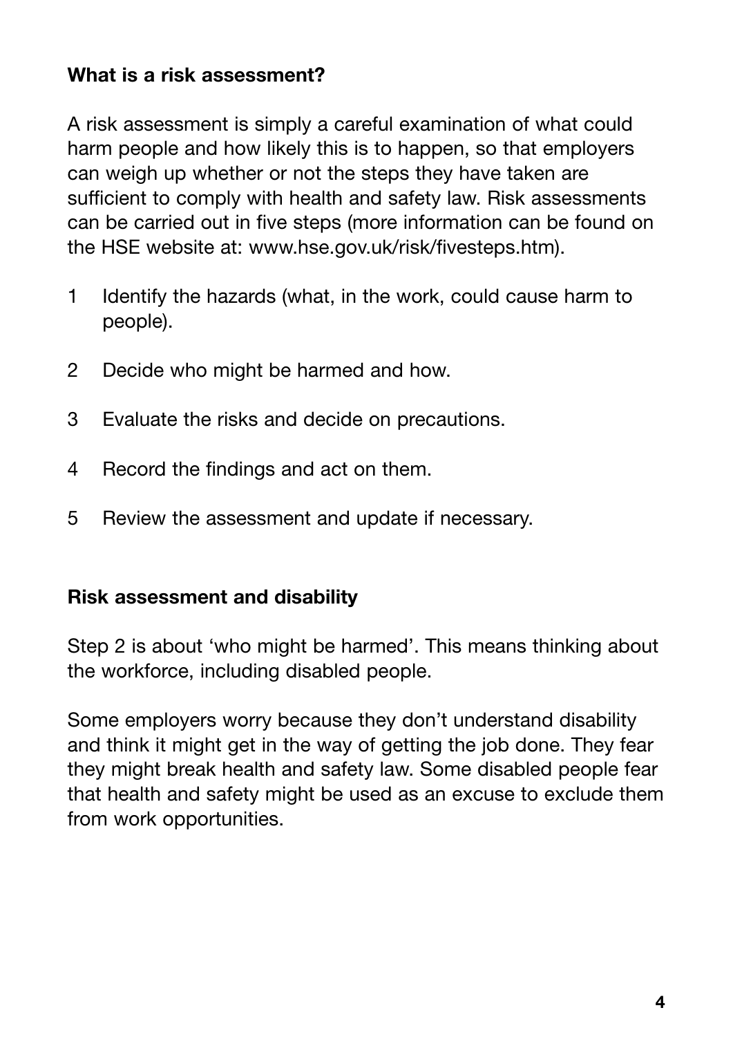## What is a risk assessment?

A risk assessment is simply a careful examination of what could harm people and how likely this is to happen, so that employers can weigh up whether or not the steps they have taken are sufficient to comply with health and safety law. Risk assessments can be carried out in five steps (more information can be found on the HSE website at: www.hse.gov.uk/risk/fivesteps.htm).

1. Identify the hazards (what, in the work, could cause harm to people).
2. Decide who might be harmed and how.
3. Evaluate the risks and decide on precautions.
4. Record the findings and act on them.
5. Review the assessment and update if necessary.

## Risk assessment and disability

Step 2 is about 'who might be harmed'. This means thinking about the workforce, including disabled people.

Some employers worry because they don't understand disability and think it might get in the way of getting the job done. They fear they might break health and safety law. Some disabled people fear that health and safety might be used as an excuse to exclude them from work opportunities.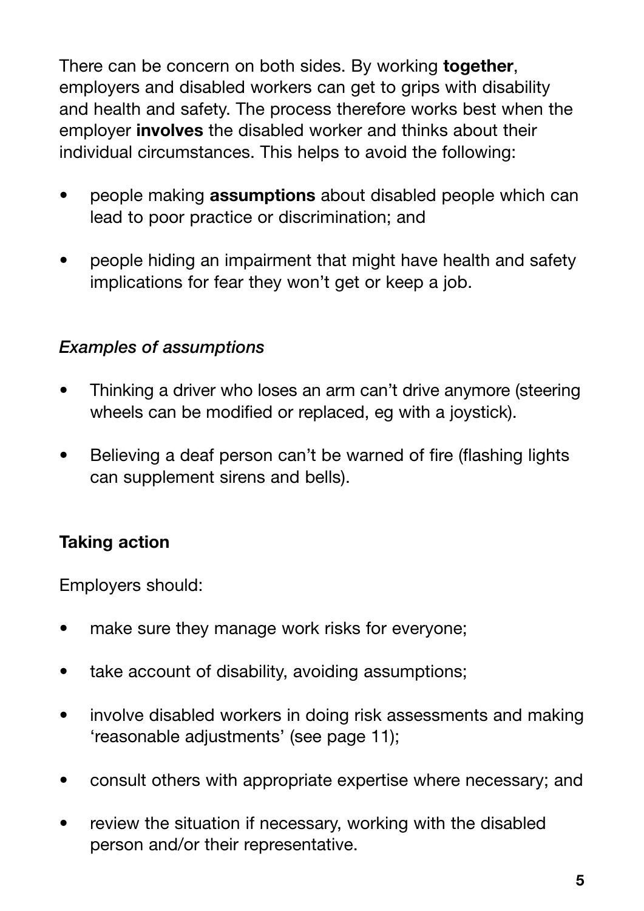There can be concern on both sides. By working **together**, employers and disabled workers can get to grips with disability and health and safety. The process therefore works best when the employer **involves** the disabled worker and thinks about their individual circumstances. This helps to avoid the following:

- people making **assumptions** about disabled people which can lead to poor practice or discrimination; and
- people hiding an impairment that might have health and safety implications for fear they won't get or keep a job.

*Examples of assumptions*

- Thinking a driver who loses an arm can't drive anymore (steering wheels can be modified or replaced, eg with a joystick).
- Believing a deaf person can't be warned of fire (flashing lights can supplement sirens and bells).

**Taking action**

Employers should:

- make sure they manage work risks for everyone;
- take account of disability, avoiding assumptions;
- involve disabled workers in doing risk assessments and making 'reasonable adjustments' (see page 11);
- consult others with appropriate expertise where necessary; and
- review the situation if necessary, working with the disabled person and/or their representative.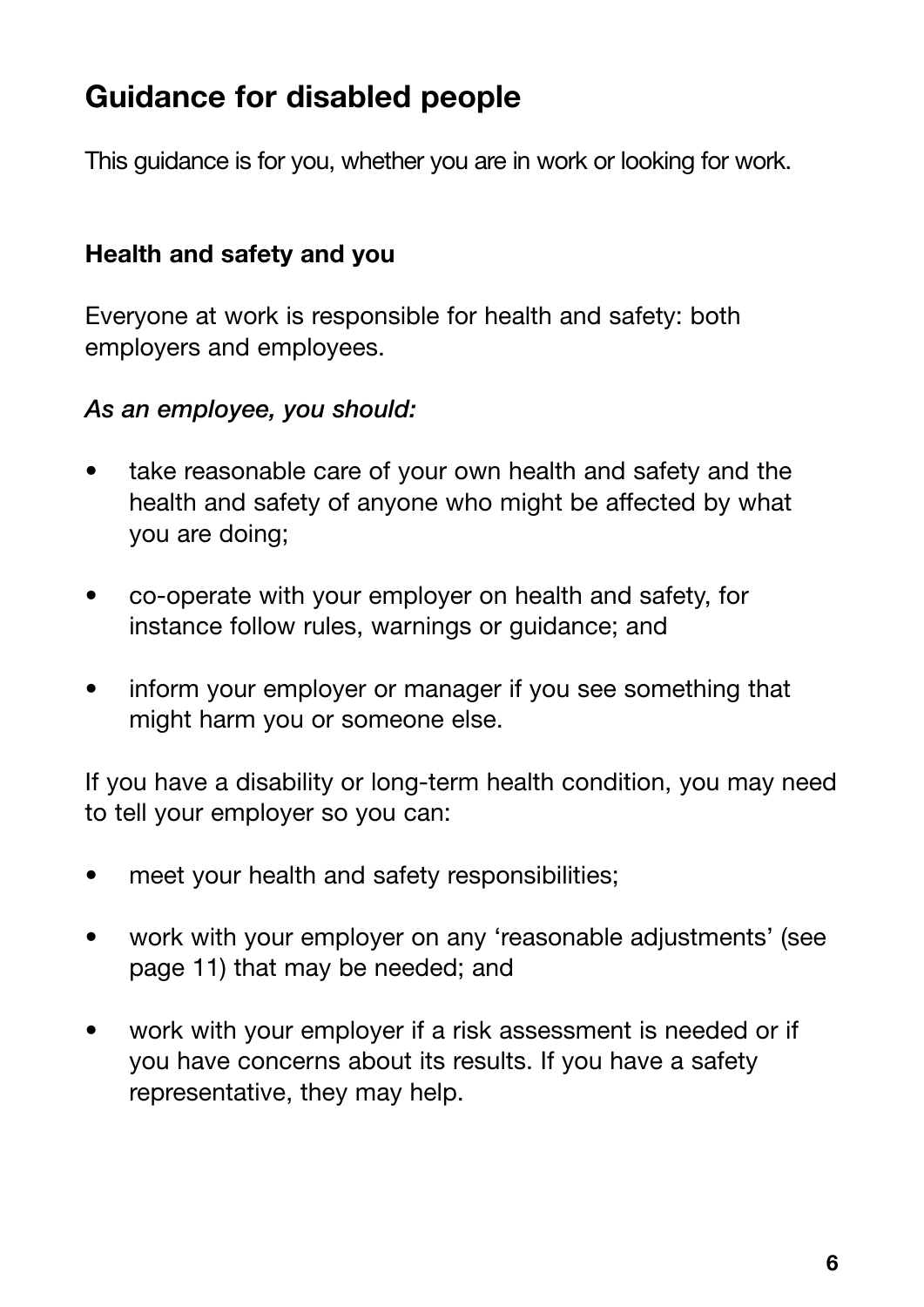## Guidance for disabled people

This guidance is for you, whether you are in work or looking for work.

### Health and safety and you

Everyone at work is responsible for health and safety: both employers and employees.

***As an employee, you should:***

- take reasonable care of your own health and safety and the health and safety of anyone who might be affected by what you are doing;
- co-operate with your employer on health and safety, for instance follow rules, warnings or guidance; and
- inform your employer or manager if you see something that might harm you or someone else.

If you have a disability or long-term health condition, you may need to tell your employer so you can:

- meet your health and safety responsibilities;
- work with your employer on any 'reasonable adjustments' (see page 11) that may be needed; and
- work with your employer if a risk assessment is needed or if you have concerns about its results. If you have a safety representative, they may help.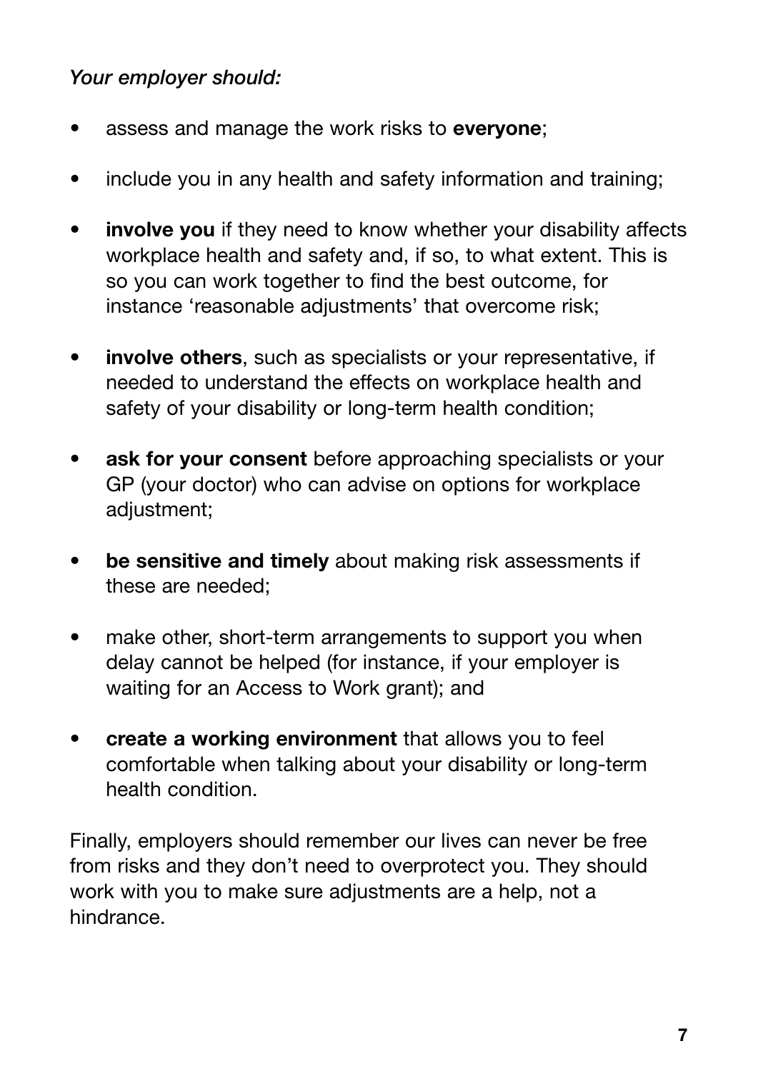*Your employer should:*

- assess and manage the work risks to **everyone**;
- include you in any health and safety information and training;
- **involve you** if they need to know whether your disability affects workplace health and safety and, if so, to what extent. This is so you can work together to find the best outcome, for instance 'reasonable adjustments' that overcome risk;
- **involve others**, such as specialists or your representative, if needed to understand the effects on workplace health and safety of your disability or long-term health condition;
- **ask for your consent** before approaching specialists or your GP (your doctor) who can advise on options for workplace adjustment;
- **be sensitive and timely** about making risk assessments if these are needed;
- make other, short-term arrangements to support you when delay cannot be helped (for instance, if your employer is waiting for an Access to Work grant); and
- **create a working environment** that allows you to feel comfortable when talking about your disability or long-term health condition.

Finally, employers should remember our lives can never be free from risks and they don't need to overprotect you. They should work with you to make sure adjustments are a help, not a hindrance.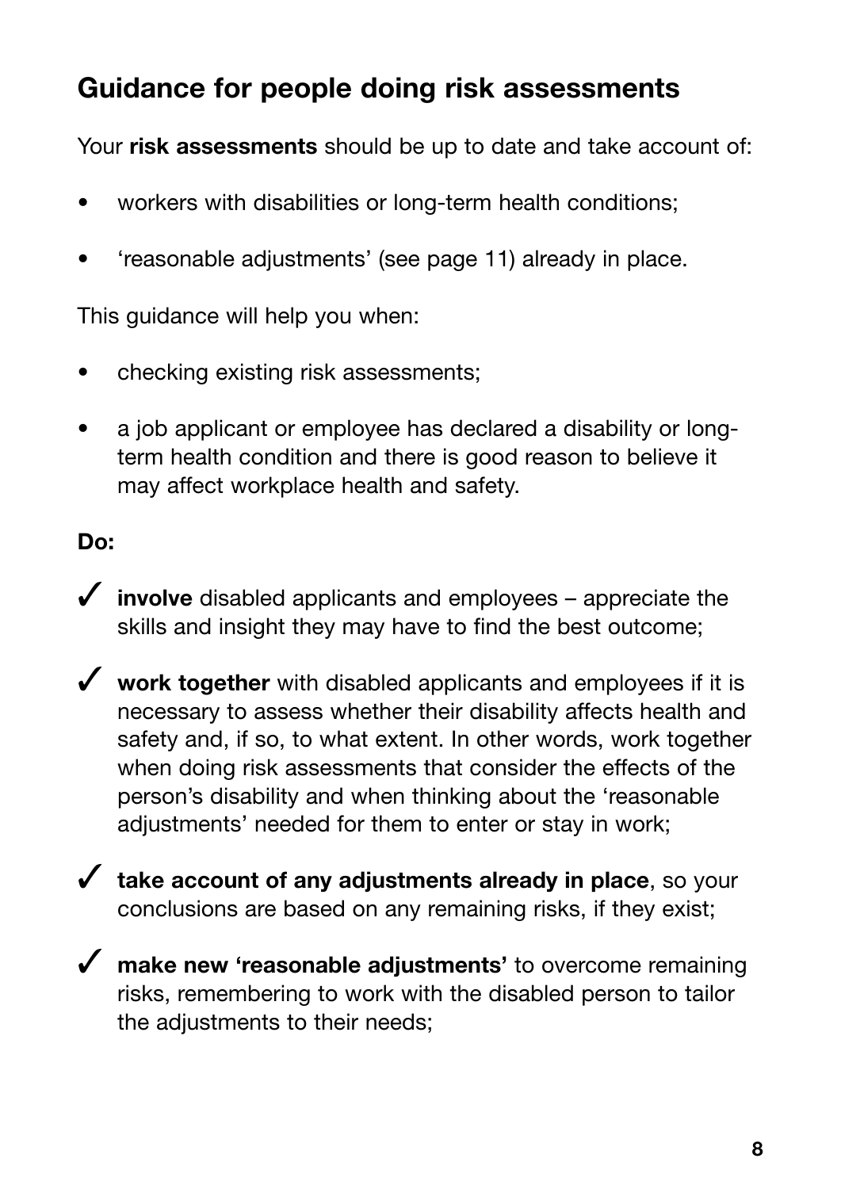## Guidance for people doing risk assessments

Your **risk assessments** should be up to date and take account of:

- workers with disabilities or long-term health conditions;
- 'reasonable adjustments' (see page 11) already in place.

This guidance will help you when:

- checking existing risk assessments;
- a job applicant or employee has declared a disability or long-term health condition and there is good reason to believe it may affect workplace health and safety.

**Do:**

- ✓ **involve** disabled applicants and employees – appreciate the skills and insight they may have to find the best outcome;
- ✓ **work together** with disabled applicants and employees if it is necessary to assess whether their disability affects health and safety and, if so, to what extent. In other words, work together when doing risk assessments that consider the effects of the person's disability and when thinking about the 'reasonable adjustments' needed for them to enter or stay in work;
- ✓ **take account of any adjustments already in place**, so your conclusions are based on any remaining risks, if they exist;
- ✓ **make new 'reasonable adjustments'** to overcome remaining risks, remembering to work with the disabled person to tailor the adjustments to their needs;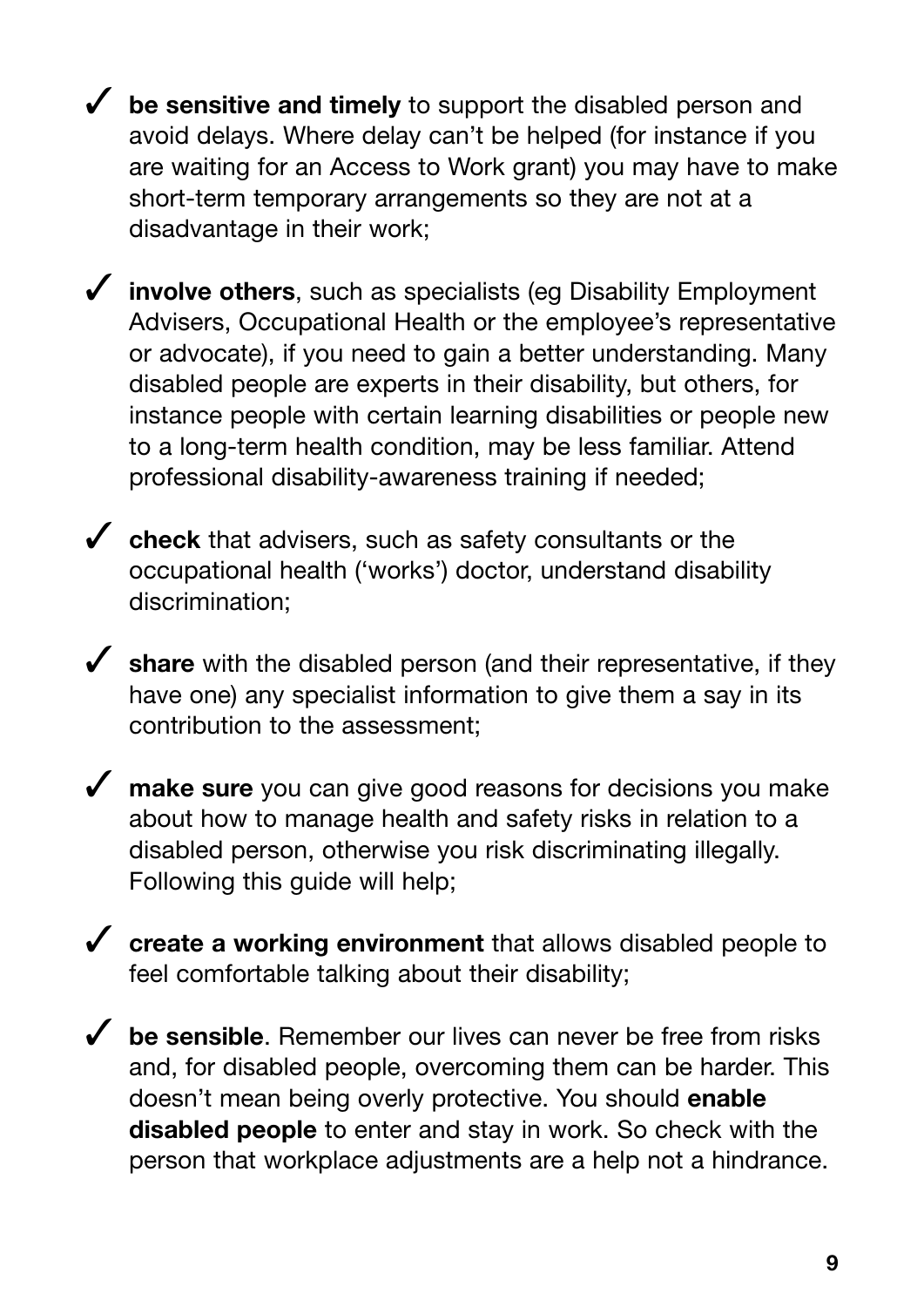- ✓ **be sensitive and timely** to support the disabled person and avoid delays. Where delay can't be helped (for instance if you are waiting for an Access to Work grant) you may have to make short-term temporary arrangements so they are not at a disadvantage in their work;

- ✓ **involve others**, such as specialists (eg Disability Employment Advisers, Occupational Health or the employee's representative or advocate), if you need to gain a better understanding. Many disabled people are experts in their disability, but others, for instance people with certain learning disabilities or people new to a long-term health condition, may be less familiar. Attend professional disability-awareness training if needed;

- ✓ **check** that advisers, such as safety consultants or the occupational health ('works') doctor, understand disability discrimination;

- ✓ **share** with the disabled person (and their representative, if they have one) any specialist information to give them a say in its contribution to the assessment;

- ✓ **make sure** you can give good reasons for decisions you make about how to manage health and safety risks in relation to a disabled person, otherwise you risk discriminating illegally. Following this guide will help;

- ✓ **create a working environment** that allows disabled people to feel comfortable talking about their disability;

- ✓ **be sensible**. Remember our lives can never be free from risks and, for disabled people, overcoming them can be harder. This doesn't mean being overly protective. You should **enable disabled people** to enter and stay in work. So check with the person that workplace adjustments are a help not a hindrance.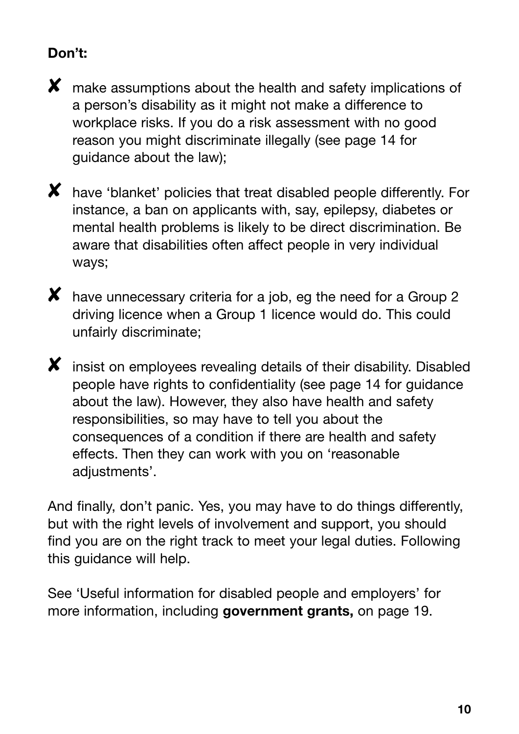**Don't:**

- ✘ make assumptions about the health and safety implications of a person's disability as it might not make a difference to workplace risks. If you do a risk assessment with no good reason you might discriminate illegally (see page 14 for guidance about the law);

- ✘ have 'blanket' policies that treat disabled people differently. For instance, a ban on applicants with, say, epilepsy, diabetes or mental health problems is likely to be direct discrimination. Be aware that disabilities often affect people in very individual ways;

- ✘ have unnecessary criteria for a job, eg the need for a Group 2 driving licence when a Group 1 licence would do. This could unfairly discriminate;

- ✘ insist on employees revealing details of their disability. Disabled people have rights to confidentiality (see page 14 for guidance about the law). However, they also have health and safety responsibilities, so may have to tell you about the consequences of a condition if there are health and safety effects. Then they can work with you on 'reasonable adjustments'.

And finally, don't panic. Yes, you may have to do things differently, but with the right levels of involvement and support, you should find you are on the right track to meet your legal duties. Following this guidance will help.

See 'Useful information for disabled people and employers' for more information, including **government grants,** on page 19.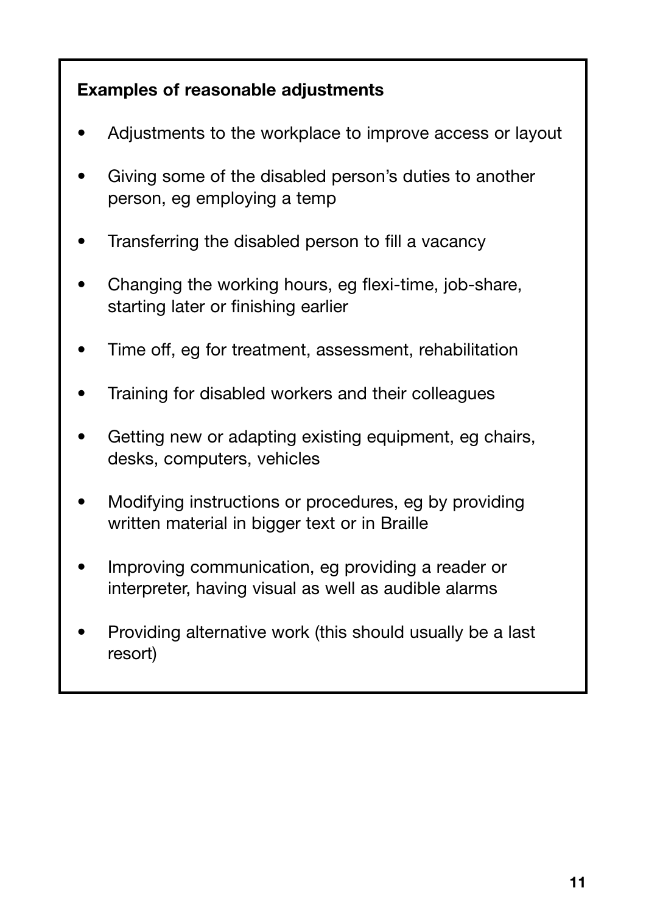**Examples of reasonable adjustments**

- Adjustments to the workplace to improve access or layout
- Giving some of the disabled person's duties to another person, eg employing a temp
- Transferring the disabled person to fill a vacancy
- Changing the working hours, eg flexi-time, job-share, starting later or finishing earlier
- Time off, eg for treatment, assessment, rehabilitation
- Training for disabled workers and their colleagues
- Getting new or adapting existing equipment, eg chairs, desks, computers, vehicles
- Modifying instructions or procedures, eg by providing written material in bigger text or in Braille
- Improving communication, eg providing a reader or interpreter, having visual as well as audible alarms
- Providing alternative work (this should usually be a last resort)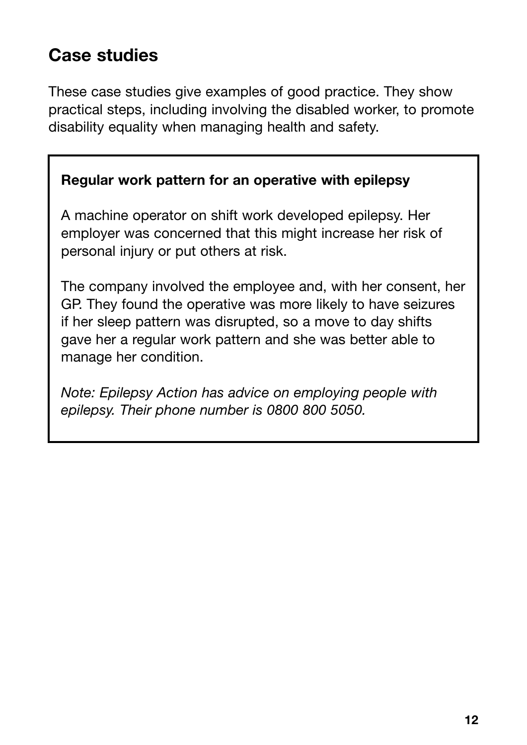## Case studies

These case studies give examples of good practice. They show practical steps, including involving the disabled worker, to promote disability equality when managing health and safety.

**Regular work pattern for an operative with epilepsy**

A machine operator on shift work developed epilepsy. Her employer was concerned that this might increase her risk of personal injury or put others at risk.

The company involved the employee and, with her consent, her GP. They found the operative was more likely to have seizures if her sleep pattern was disrupted, so a move to day shifts gave her a regular work pattern and she was better able to manage her condition.

*Note: Epilepsy Action has advice on employing people with epilepsy. Their phone number is 0800 800 5050.*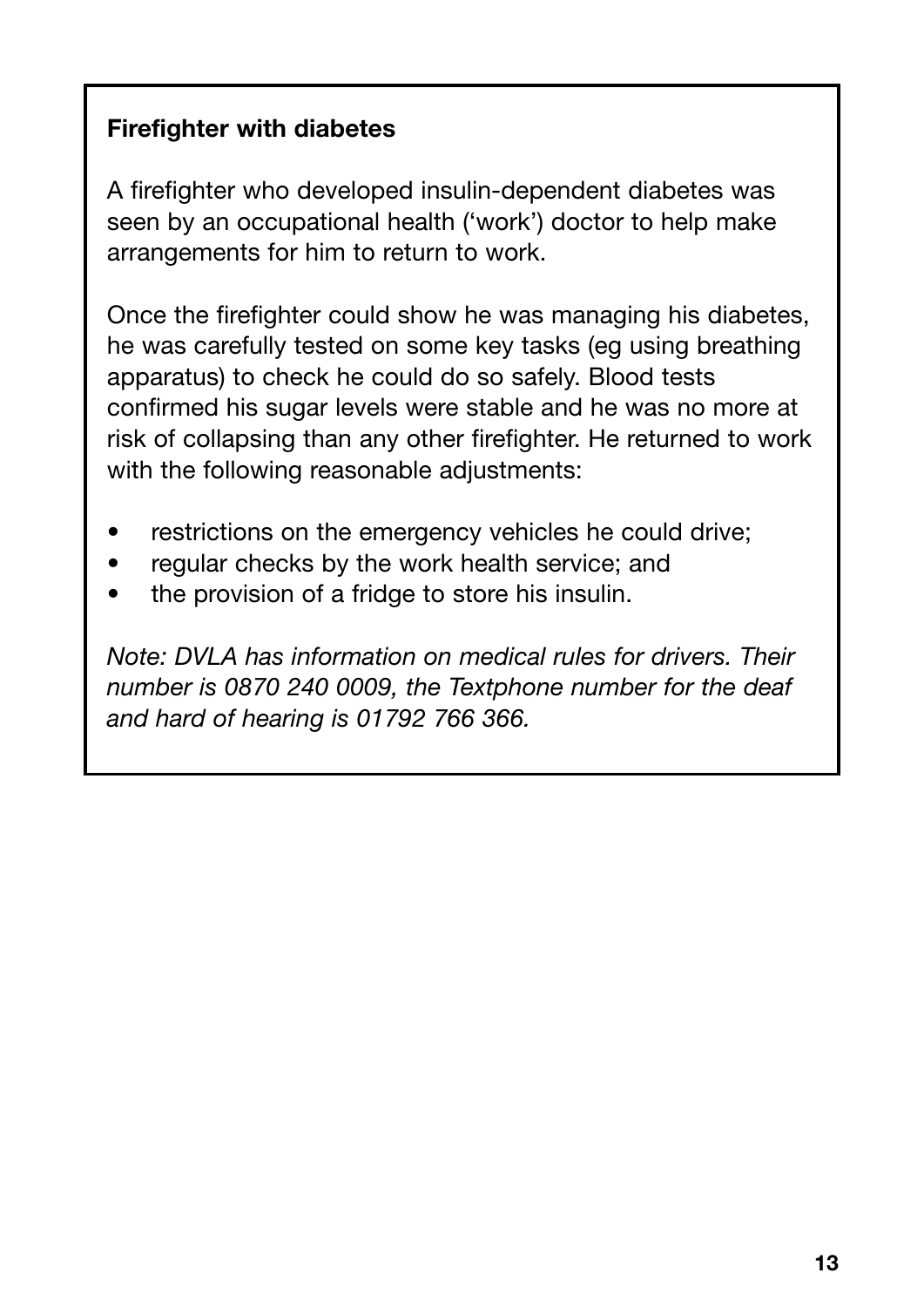**Firefighter with diabetes**

A firefighter who developed insulin-dependent diabetes was seen by an occupational health ('work') doctor to help make arrangements for him to return to work.

Once the firefighter could show he was managing his diabetes, he was carefully tested on some key tasks (eg using breathing apparatus) to check he could do so safely. Blood tests confirmed his sugar levels were stable and he was no more at risk of collapsing than any other firefighter. He returned to work with the following reasonable adjustments:

- restrictions on the emergency vehicles he could drive;
- regular checks by the work health service; and
- the provision of a fridge to store his insulin.

*Note: DVLA has information on medical rules for drivers. Their number is 0870 240 0009, the Textphone number for the deaf and hard of hearing is 01792 766 366.*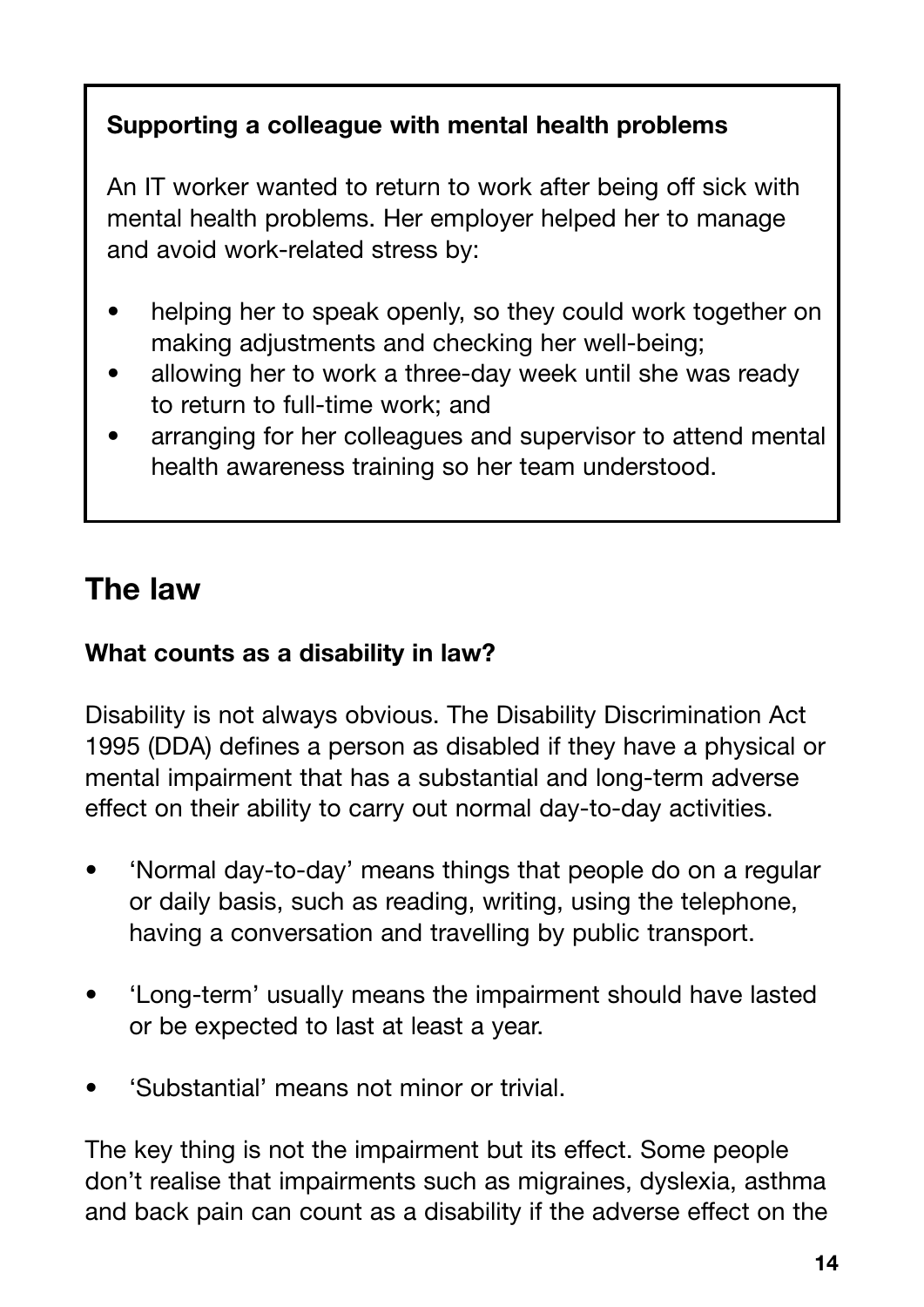**Supporting a colleague with mental health problems**

An IT worker wanted to return to work after being off sick with mental health problems. Her employer helped her to manage and avoid work-related stress by:

- helping her to speak openly, so they could work together on making adjustments and checking her well-being;
- allowing her to work a three-day week until she was ready to return to full-time work; and
- arranging for her colleagues and supervisor to attend mental health awareness training so her team understood.

## The law

### What counts as a disability in law?

Disability is not always obvious. The Disability Discrimination Act 1995 (DDA) defines a person as disabled if they have a physical or mental impairment that has a substantial and long-term adverse effect on their ability to carry out normal day-to-day activities.

- 'Normal day-to-day' means things that people do on a regular or daily basis, such as reading, writing, using the telephone, having a conversation and travelling by public transport.
- 'Long-term' usually means the impairment should have lasted or be expected to last at least a year.
- 'Substantial' means not minor or trivial.

The key thing is not the impairment but its effect. Some people don't realise that impairments such as migraines, dyslexia, asthma and back pain can count as a disability if the adverse effect on the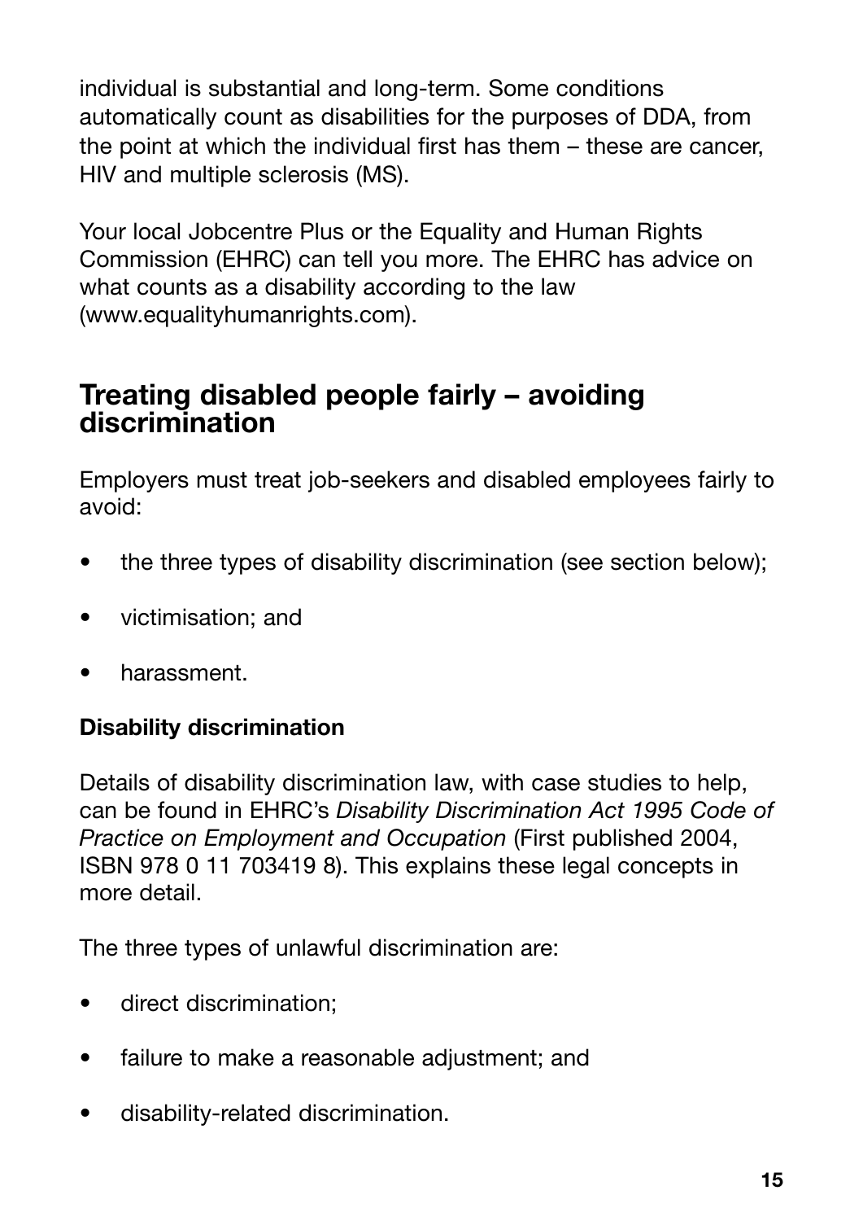individual is substantial and long-term. Some conditions automatically count as disabilities for the purposes of DDA, from the point at which the individual first has them – these are cancer, HIV and multiple sclerosis (MS).

Your local Jobcentre Plus or the Equality and Human Rights Commission (EHRC) can tell you more. The EHRC has advice on what counts as a disability according to the law (www.equalityhumanrights.com).

## Treating disabled people fairly – avoiding discrimination

Employers must treat job-seekers and disabled employees fairly to avoid:

- the three types of disability discrimination (see section below);
- victimisation; and
- harassment.

### Disability discrimination

Details of disability discrimination law, with case studies to help, can be found in EHRC's *Disability Discrimination Act 1995 Code of Practice on Employment and Occupation* (First published 2004, ISBN 978 0 11 703419 8). This explains these legal concepts in more detail.

The three types of unlawful discrimination are:

- direct discrimination;
- failure to make a reasonable adjustment; and
- disability-related discrimination.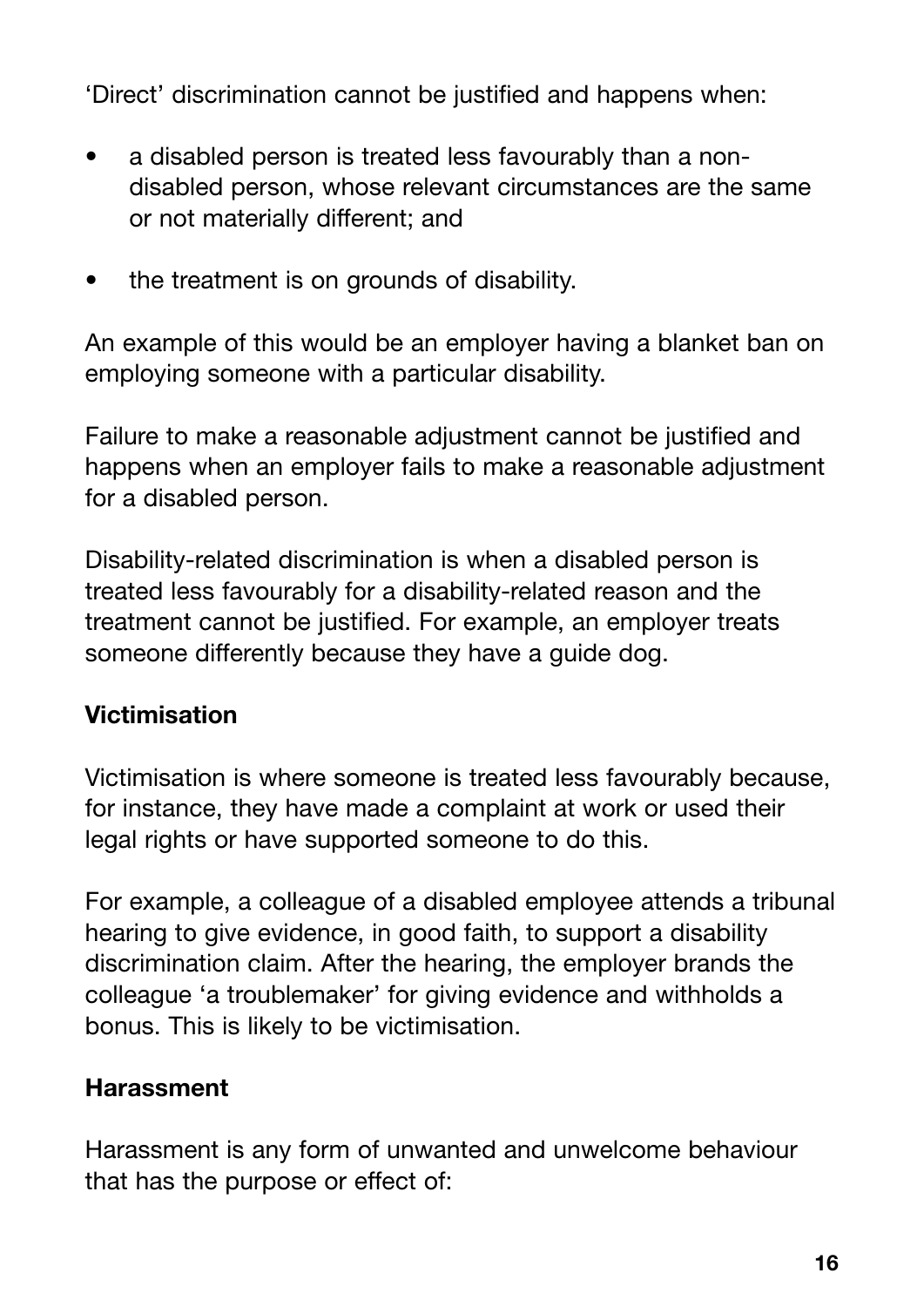'Direct' discrimination cannot be justified and happens when:

- a disabled person is treated less favourably than a non-disabled person, whose relevant circumstances are the same or not materially different; and
- the treatment is on grounds of disability.

An example of this would be an employer having a blanket ban on employing someone with a particular disability.

Failure to make a reasonable adjustment cannot be justified and happens when an employer fails to make a reasonable adjustment for a disabled person.

Disability-related discrimination is when a disabled person is treated less favourably for a disability-related reason and the treatment cannot be justified. For example, an employer treats someone differently because they have a guide dog.

**Victimisation**

Victimisation is where someone is treated less favourably because, for instance, they have made a complaint at work or used their legal rights or have supported someone to do this.

For example, a colleague of a disabled employee attends a tribunal hearing to give evidence, in good faith, to support a disability discrimination claim. After the hearing, the employer brands the colleague 'a troublemaker' for giving evidence and withholds a bonus. This is likely to be victimisation.

**Harassment**

Harassment is any form of unwanted and unwelcome behaviour that has the purpose or effect of: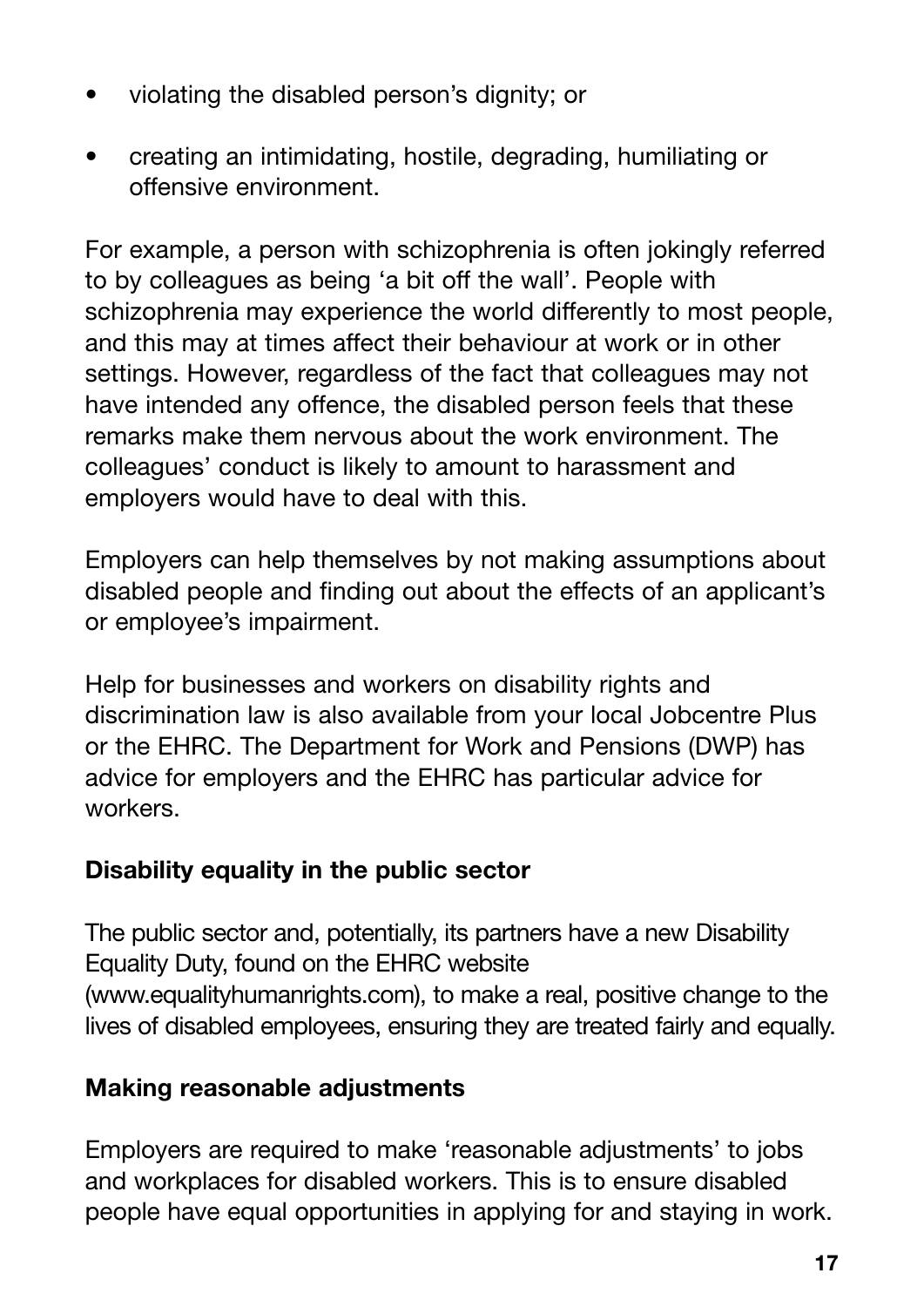- violating the disabled person's dignity; or
- creating an intimidating, hostile, degrading, humiliating or offensive environment.

For example, a person with schizophrenia is often jokingly referred to by colleagues as being 'a bit off the wall'. People with schizophrenia may experience the world differently to most people, and this may at times affect their behaviour at work or in other settings. However, regardless of the fact that colleagues may not have intended any offence, the disabled person feels that these remarks make them nervous about the work environment. The colleagues' conduct is likely to amount to harassment and employers would have to deal with this.

Employers can help themselves by not making assumptions about disabled people and finding out about the effects of an applicant's or employee's impairment.

Help for businesses and workers on disability rights and discrimination law is also available from your local Jobcentre Plus or the EHRC. The Department for Work and Pensions (DWP) has advice for employers and the EHRC has particular advice for workers.

**Disability equality in the public sector**

The public sector and, potentially, its partners have a new Disability Equality Duty, found on the EHRC website (www.equalityhumanrights.com), to make a real, positive change to the lives of disabled employees, ensuring they are treated fairly and equally.

**Making reasonable adjustments**

Employers are required to make 'reasonable adjustments' to jobs and workplaces for disabled workers. This is to ensure disabled people have equal opportunities in applying for and staying in work.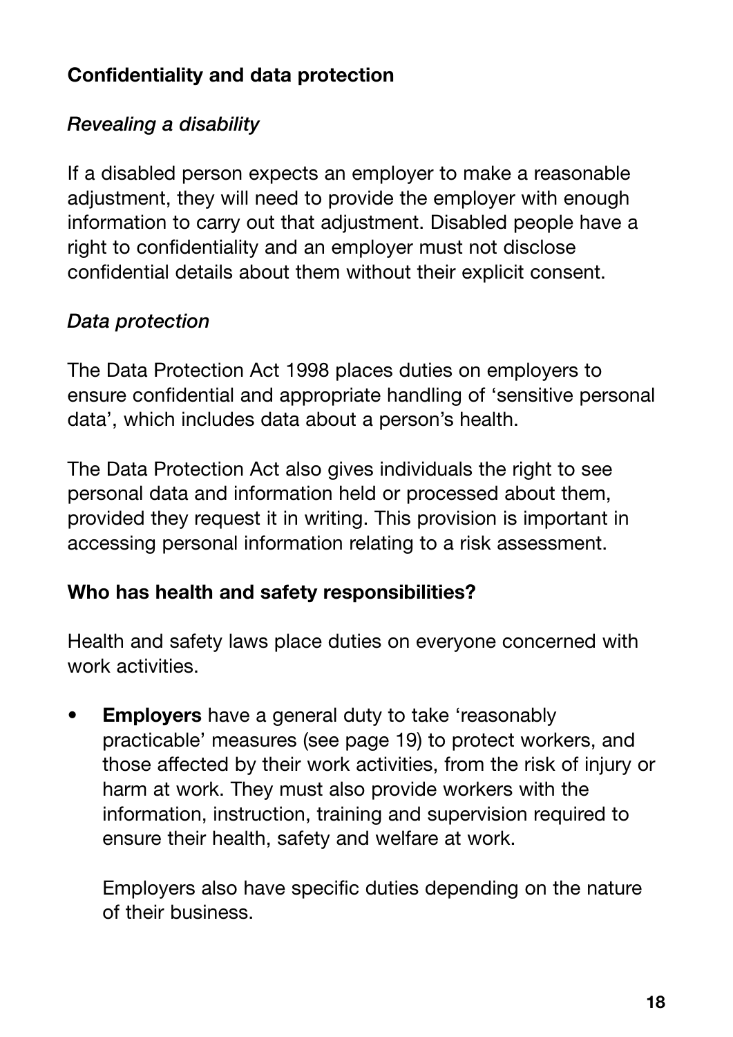## Confidentiality and data protection

### *Revealing a disability*

If a disabled person expects an employer to make a reasonable adjustment, they will need to provide the employer with enough information to carry out that adjustment. Disabled people have a right to confidentiality and an employer must not disclose confidential details about them without their explicit consent.

### *Data protection*

The Data Protection Act 1998 places duties on employers to ensure confidential and appropriate handling of 'sensitive personal data', which includes data about a person's health.

The Data Protection Act also gives individuals the right to see personal data and information held or processed about them, provided they request it in writing. This provision is important in accessing personal information relating to a risk assessment.

## Who has health and safety responsibilities?

Health and safety laws place duties on everyone concerned with work activities.

- **Employers** have a general duty to take 'reasonably practicable' measures (see page 19) to protect workers, and those affected by their work activities, from the risk of injury or harm at work. They must also provide workers with the information, instruction, training and supervision required to ensure their health, safety and welfare at work.

  Employers also have specific duties depending on the nature of their business.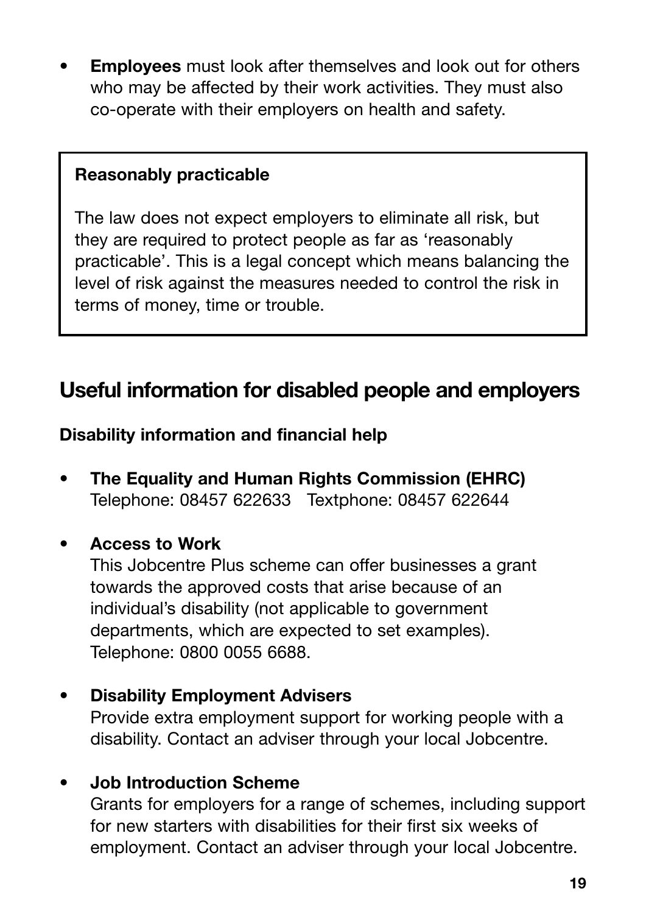- **Employees** must look after themselves and look out for others who may be affected by their work activities. They must also co-operate with their employers on health and safety.

> **Reasonably practicable**
>
> The law does not expect employers to eliminate all risk, but they are required to protect people as far as 'reasonably practicable'. This is a legal concept which means balancing the level of risk against the measures needed to control the risk in terms of money, time or trouble.

## Useful information for disabled people and employers

**Disability information and financial help**

- **The Equality and Human Rights Commission (EHRC)**
  Telephone: 08457 622633 Textphone: 08457 622644

- **Access to Work**
  This Jobcentre Plus scheme can offer businesses a grant towards the approved costs that arise because of an individual's disability (not applicable to government departments, which are expected to set examples).
  Telephone: 0800 0055 6688.

- **Disability Employment Advisers**
  Provide extra employment support for working people with a disability. Contact an adviser through your local Jobcentre.

- **Job Introduction Scheme**
  Grants for employers for a range of schemes, including support for new starters with disabilities for their first six weeks of employment. Contact an adviser through your local Jobcentre.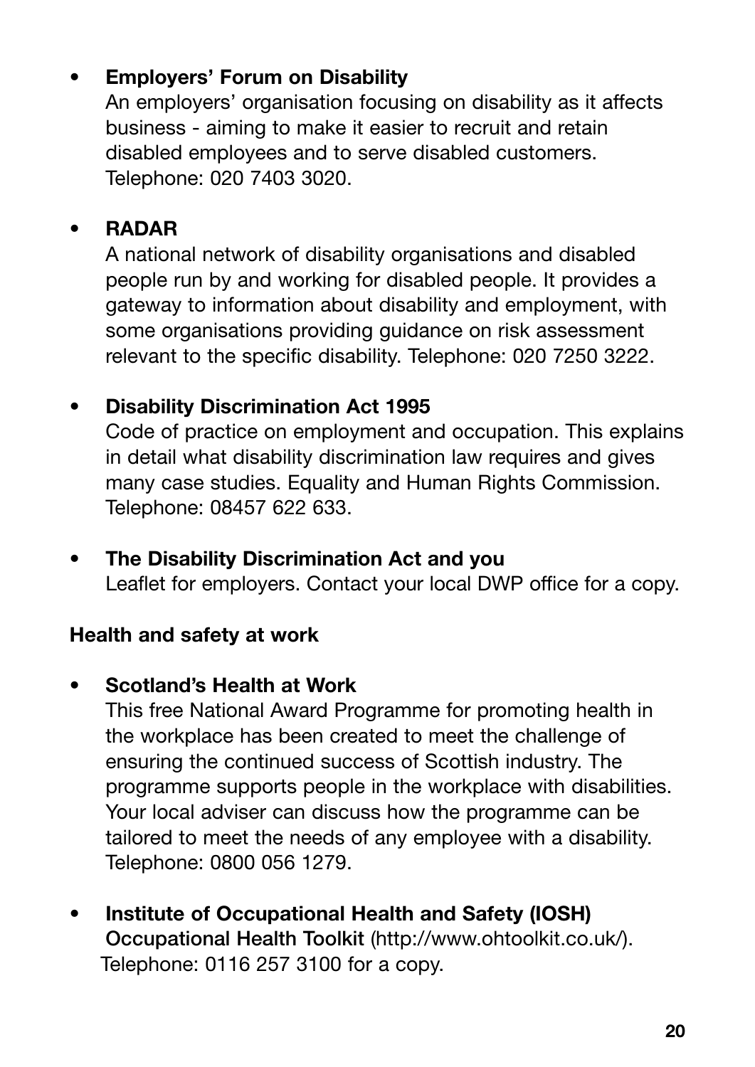- **Employers' Forum on Disability**
  An employers' organisation focusing on disability as it affects business - aiming to make it easier to recruit and retain disabled employees and to serve disabled customers. Telephone: 020 7403 3020.

- **RADAR**
  A national network of disability organisations and disabled people run by and working for disabled people. It provides a gateway to information about disability and employment, with some organisations providing guidance on risk assessment relevant to the specific disability. Telephone: 020 7250 3222.

- **Disability Discrimination Act 1995**
  Code of practice on employment and occupation. This explains in detail what disability discrimination law requires and gives many case studies. Equality and Human Rights Commission. Telephone: 08457 622 633.

- **The Disability Discrimination Act and you**
  Leaflet for employers. Contact your local DWP office for a copy.

**Health and safety at work**

- **Scotland's Health at Work**
  This free National Award Programme for promoting health in the workplace has been created to meet the challenge of ensuring the continued success of Scottish industry. The programme supports people in the workplace with disabilities. Your local adviser can discuss how the programme can be tailored to meet the needs of any employee with a disability. Telephone: 0800 056 1279.

- **Institute of Occupational Health and Safety (IOSH) Occupational Health Toolkit** (http://www.ohtoolkit.co.uk/). Telephone: 0116 257 3100 for a copy.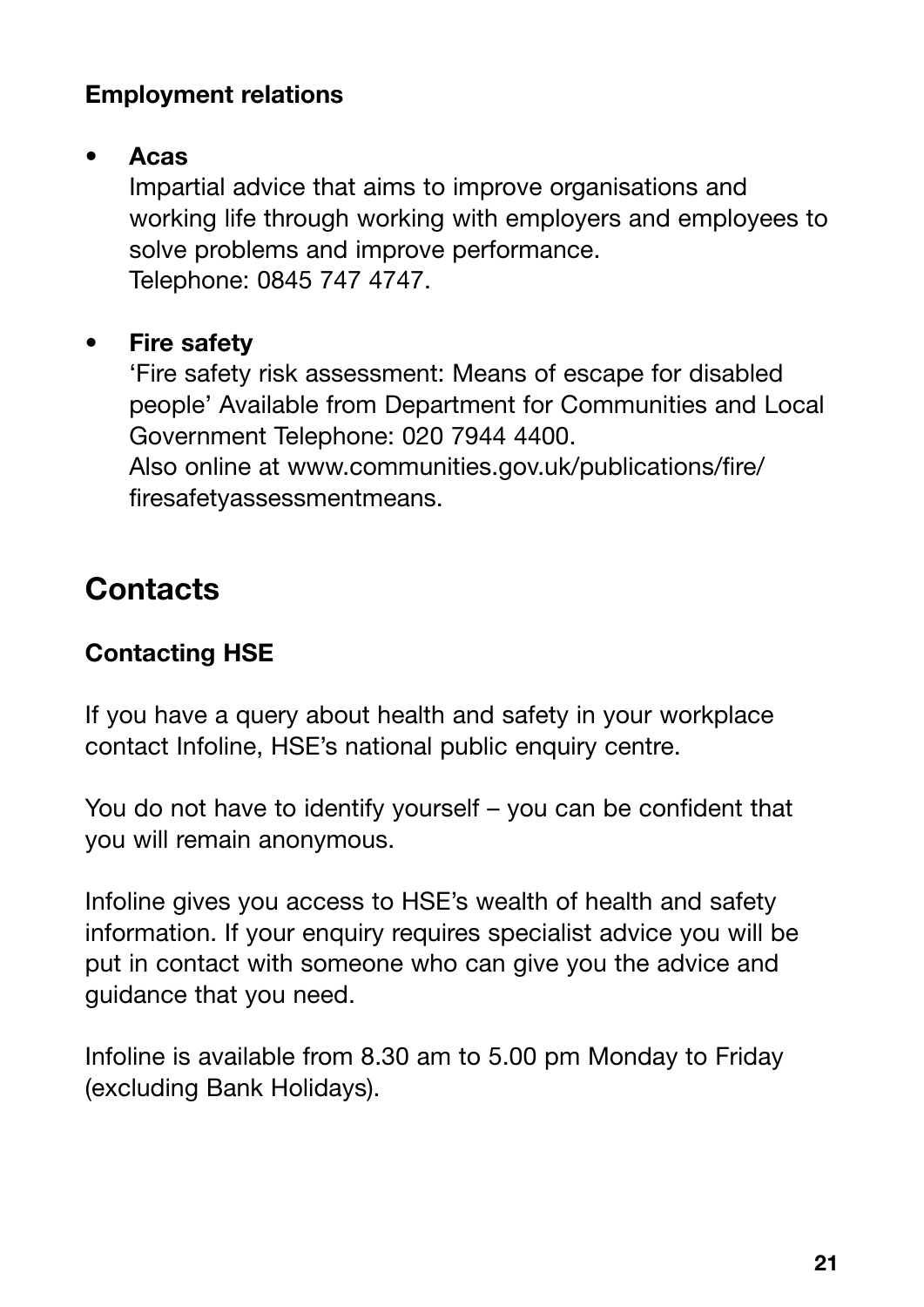### Employment relations

- **Acas**
  Impartial advice that aims to improve organisations and working life through working with employers and employees to solve problems and improve performance.
  Telephone: 0845 747 4747.

- **Fire safety**
  'Fire safety risk assessment: Means of escape for disabled people' Available from Department for Communities and Local Government Telephone: 020 7944 4400.
  Also online at www.communities.gov.uk/publications/fire/firesafetyassessmentmeans.

## Contacts

### Contacting HSE

If you have a query about health and safety in your workplace contact Infoline, HSE's national public enquiry centre.

You do not have to identify yourself – you can be confident that you will remain anonymous.

Infoline gives you access to HSE's wealth of health and safety information. If your enquiry requires specialist advice you will be put in contact with someone who can give you the advice and guidance that you need.

Infoline is available from 8.30 am to 5.00 pm Monday to Friday (excluding Bank Holidays).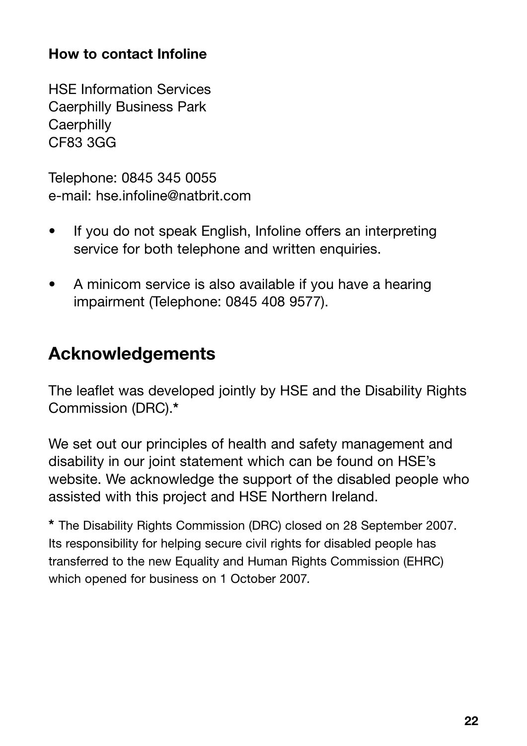**How to contact Infoline**

HSE Information Services
Caerphilly Business Park
Caerphilly
CF83 3GG

Telephone: 0845 345 0055
e-mail: hse.infoline@natbrit.com

- If you do not speak English, Infoline offers an interpreting service for both telephone and written enquiries.
- A minicom service is also available if you have a hearing impairment (Telephone: 0845 408 9577).

## Acknowledgements

The leaflet was developed jointly by HSE and the Disability Rights Commission (DRC).*

We set out our principles of health and safety management and disability in our joint statement which can be found on HSE's website. We acknowledge the support of the disabled people who assisted with this project and HSE Northern Ireland.

* The Disability Rights Commission (DRC) closed on 28 September 2007. Its responsibility for helping secure civil rights for disabled people has transferred to the new Equality and Human Rights Commission (EHRC) which opened for business on 1 October 2007.